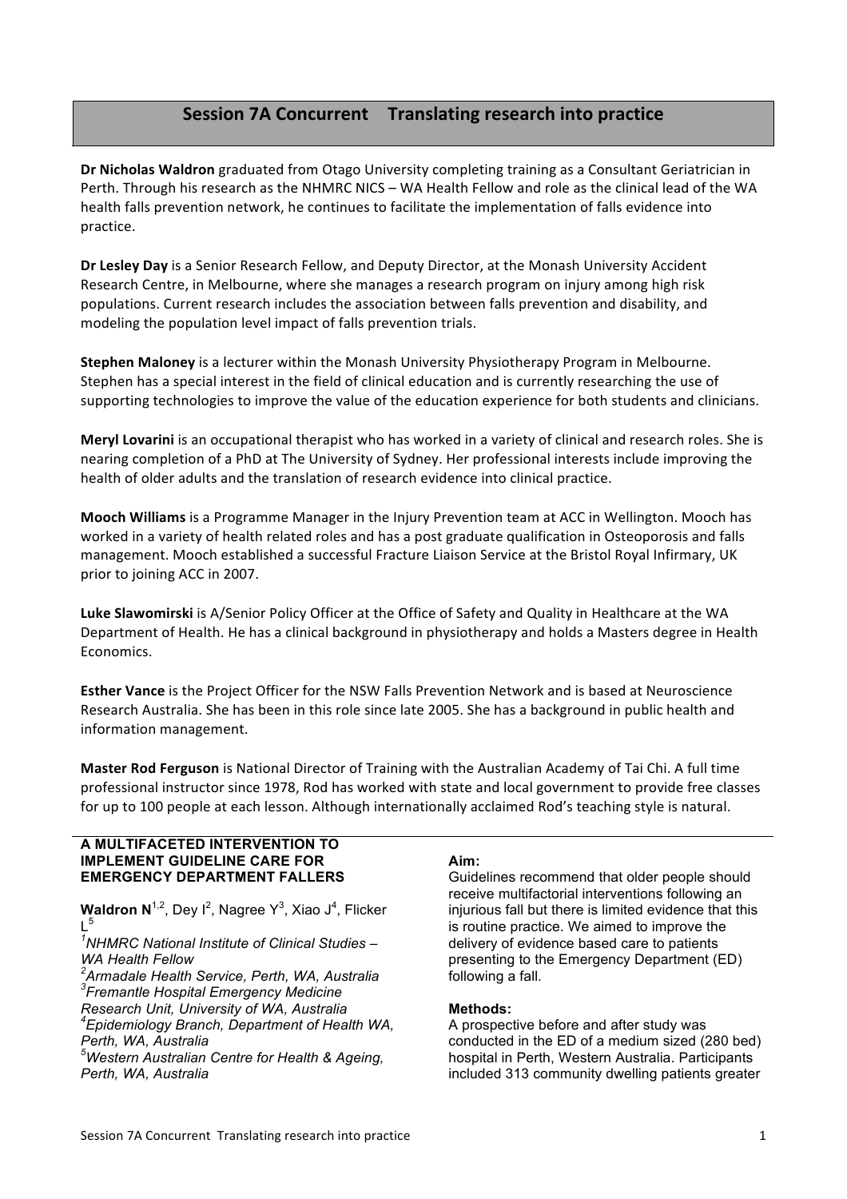# Session 7A Concurrent Translating research into practice

**Dr Nicholas Waldron** graduated from Otago University completing training as a Consultant Geriatrician in Perth. Through his research as the NHMRC NICS – WA Health Fellow and role as the clinical lead of the WA health falls prevention network, he continues to facilitate the implementation of falls evidence into practice.

**Dr Lesley Day** is a Senior Research Fellow, and Deputy Director, at the Monash University Accident Research Centre, in Melbourne, where she manages a research program on injury among high risk populations. Current research includes the association between falls prevention and disability, and modeling the population level impact of falls prevention trials.

**Stephen Maloney** is a lecturer within the Monash University Physiotherapy Program in Melbourne. Stephen has a special interest in the field of clinical education and is currently researching the use of supporting technologies to improve the value of the education experience for both students and clinicians.

**Meryl Lovarini** is an occupational therapist who has worked in a variety of clinical and research roles. She is nearing completion of a PhD at The University of Sydney. Her professional interests include improving the health of older adults and the translation of research evidence into clinical practice.

**Mooch Williams** is a Programme Manager in the Injury Prevention team at ACC in Wellington. Mooch has worked in a variety of health related roles and has a post graduate qualification in Osteoporosis and falls management. Mooch established a successful Fracture Liaison Service at the Bristol Royal Infirmary, UK prior to joining ACC in 2007.

**Luke Slawomirski** is A/Senior Policy Officer at the Office of Safety and Quality in Healthcare at the WA Department of Health. He has a clinical background in physiotherapy and holds a Masters degree in Health Economics.

**Esther Vance** is the Project Officer for the NSW Falls Prevention Network and is based at Neuroscience Research Australia. She has been in this role since late 2005. She has a background in public health and information management.

**Master Rod Ferguson** is National Director of Training with the Australian Academy of Tai Chi. A full time professional instructor since 1978, Rod has worked with state and local government to provide free classes for up to 100 people at each lesson. Although internationally acclaimed Rod's teaching style is natural.

---

## A MULTIFACETED INTERVENTION TO IMPLEMENT GUIDELINE CARE FOR EMERGENCY DEPARTMENT FALLERS

**Waldron N**[1,2], Dey I[2], Nagree Y[3], Xiao J[4], Flicker L[5]

*[1]NHMRC National Institute of Clinical Studies – WA Health Fellow*
*[2]Armadale Health Service, Perth, WA, Australia*
*[3]Fremantle Hospital Emergency Medicine Research Unit, University of WA, Australia*
*[4]Epidemiology Branch, Department of Health WA, Perth, WA, Australia*
*[5]Western Australian Centre for Health & Ageing, Perth, WA, Australia*

**Aim:**
Guidelines recommend that older people should receive multifactorial interventions following an injurious fall but there is limited evidence that this is routine practice. We aimed to improve the delivery of evidence based care to patients presenting to the Emergency Department (ED) following a fall.

**Methods:**
A prospective before and after study was conducted in the ED of a medium sized (280 bed) hospital in Perth, Western Australia. Participants included 313 community dwelling patients greater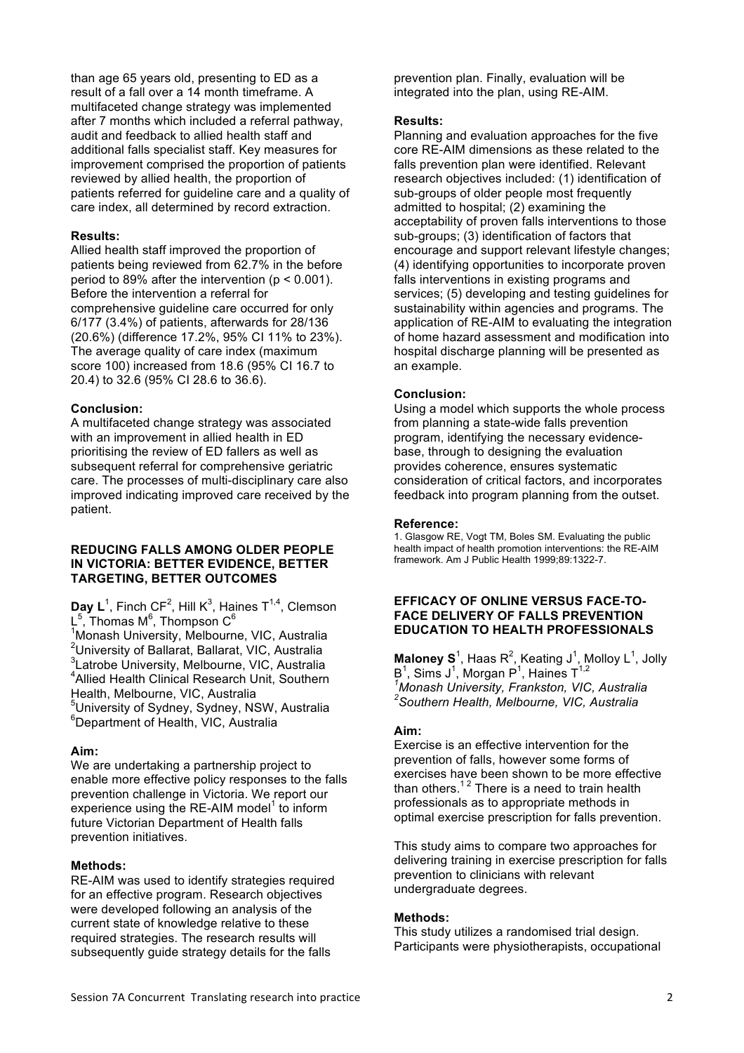than age 65 years old, presenting to ED as a result of a fall over a 14 month timeframe. A multifaceted change strategy was implemented after 7 months which included a referral pathway, audit and feedback to allied health staff and additional falls specialist staff. Key measures for improvement comprised the proportion of patients reviewed by allied health, the proportion of patients referred for guideline care and a quality of care index, all determined by record extraction.

**Results:**

Allied health staff improved the proportion of patients being reviewed from 62.7% in the before period to 89% after the intervention ($p < 0.001$). Before the intervention a referral for comprehensive guideline care occurred for only 6/177 (3.4%) of patients, afterwards for 28/136 (20.6%) (difference 17.2%, 95% CI 11% to 23%). The average quality of care index (maximum score 100) increased from 18.6 (95% CI 16.7 to 20.4) to 32.6 (95% CI 28.6 to 36.6).

**Conclusion:**

A multifaceted change strategy was associated with an improvement in allied health in ED prioritising the review of ED fallers as well as subsequent referral for comprehensive geriatric care. The processes of multi-disciplinary care also improved indicating improved care received by the patient.

## REDUCING FALLS AMONG OLDER PEOPLE IN VICTORIA: BETTER EVIDENCE, BETTER TARGETING, BETTER OUTCOMES

**Day L**[1], Finch CF[2], Hill K[3], Haines T[1,4], Clemson L[5], Thomas M[6], Thompson C[6]

[1]Monash University, Melbourne, VIC, Australia
[2]University of Ballarat, Ballarat, VIC, Australia
[3]Latrobe University, Melbourne, VIC, Australia
[4]Allied Health Clinical Research Unit, Southern Health, Melbourne, VIC, Australia
[5]University of Sydney, Sydney, NSW, Australia
[6]Department of Health, VIC, Australia

**Aim:**

We are undertaking a partnership project to enable more effective policy responses to the falls prevention challenge in Victoria. We report our experience using the RE-AIM model[1] to inform future Victorian Department of Health falls prevention initiatives.

**Methods:**

RE-AIM was used to identify strategies required for an effective program. Research objectives were developed following an analysis of the current state of knowledge relative to these required strategies. The research results will subsequently guide strategy details for the falls prevention plan. Finally, evaluation will be integrated into the plan, using RE-AIM.

**Results:**

Planning and evaluation approaches for the five core RE-AIM dimensions as these related to the falls prevention plan were identified. Relevant research objectives included: (1) identification of sub-groups of older people most frequently admitted to hospital; (2) examining the acceptability of proven falls interventions to those sub-groups; (3) identification of factors that encourage and support relevant lifestyle changes; (4) identifying opportunities to incorporate proven falls interventions in existing programs and services; (5) developing and testing guidelines for sustainability within agencies and programs. The application of RE-AIM to evaluating the integration of home hazard assessment and modification into hospital discharge planning will be presented as an example.

**Conclusion:**

Using a model which supports the whole process from planning a state-wide falls prevention program, identifying the necessary evidence-base, through to designing the evaluation provides coherence, ensures systematic consideration of critical factors, and incorporates feedback into program planning from the outset.

**Reference:**

1. Glasgow RE, Vogt TM, Boles SM. Evaluating the public health impact of health promotion interventions: the RE-AIM framework. Am J Public Health 1999;89:1322-7.

## EFFICACY OF ONLINE VERSUS FACE-TO-FACE DELIVERY OF FALLS PREVENTION EDUCATION TO HEALTH PROFESSIONALS

**Maloney S**[1], Haas R[2], Keating J[1], Molloy L[1], Jolly B[1], Sims J[1], Morgan P[1], Haines T[1,2]

*[1]Monash University, Frankston, VIC, Australia*
*[2]Southern Health, Melbourne, VIC, Australia*

**Aim:**

Exercise is an effective intervention for the prevention of falls, however some forms of exercises have been shown to be more effective than others.[1 2] There is a need to train health professionals as to appropriate methods in optimal exercise prescription for falls prevention.

This study aims to compare two approaches for delivering training in exercise prescription for falls prevention to clinicians with relevant undergraduate degrees.

**Methods:**

This study utilizes a randomised trial design. Participants were physiotherapists, occupational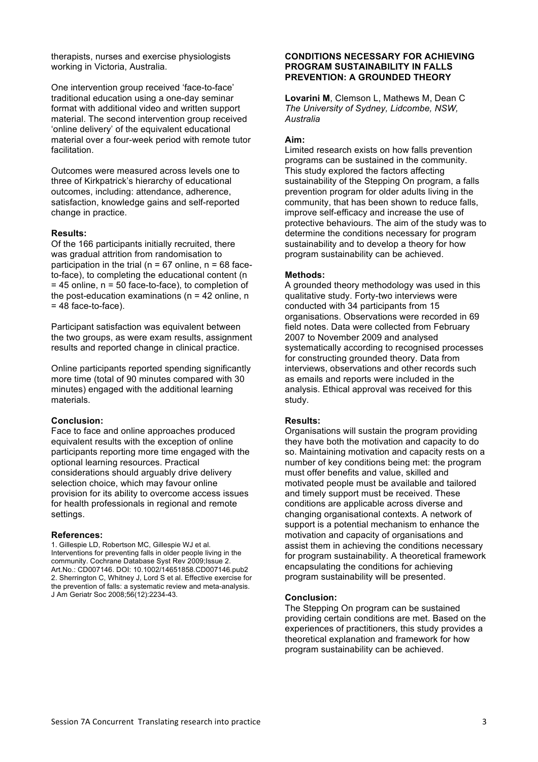therapists, nurses and exercise physiologists working in Victoria, Australia.

One intervention group received 'face-to-face' traditional education using a one-day seminar format with additional video and written support material. The second intervention group received 'online delivery' of the equivalent educational material over a four-week period with remote tutor facilitation.

Outcomes were measured across levels one to three of Kirkpatrick's hierarchy of educational outcomes, including: attendance, adherence, satisfaction, knowledge gains and self-reported change in practice.

**Results:**

Of the 166 participants initially recruited, there was gradual attrition from randomisation to participation in the trial (n = 67 online, n = 68 face-to-face), to completing the educational content (n = 45 online, n = 50 face-to-face), to completion of the post-education examinations (n = 42 online, n = 48 face-to-face).

Participant satisfaction was equivalent between the two groups, as were exam results, assignment results and reported change in clinical practice.

Online participants reported spending significantly more time (total of 90 minutes compared with 30 minutes) engaged with the additional learning materials.

**Conclusion:**

Face to face and online approaches produced equivalent results with the exception of online participants reporting more time engaged with the optional learning resources. Practical considerations should arguably drive delivery selection choice, which may favour online provision for its ability to overcome access issues for health professionals in regional and remote settings.

**References:**

1. Gillespie LD, Robertson MC, Gillespie WJ et al. Interventions for preventing falls in older people living in the community. Cochrane Database Syst Rev 2009;Issue 2. Art.No.: CD007146. DOI: 10.1002/14651858.CD007146.pub2
2. Sherrington C, Whitney J, Lord S et al. Effective exercise for the prevention of falls: a systematic review and meta-analysis. J Am Geriatr Soc 2008;56(12):2234-43.

## CONDITIONS NECESSARY FOR ACHIEVING PROGRAM SUSTAINABILITY IN FALLS PREVENTION: A GROUNDED THEORY

**Lovarini M**, Clemson L, Mathews M, Dean C
*The University of Sydney, Lidcombe, NSW, Australia*

**Aim:**

Limited research exists on how falls prevention programs can be sustained in the community. This study explored the factors affecting sustainability of the Stepping On program, a falls prevention program for older adults living in the community, that has been shown to reduce falls, improve self-efficacy and increase the use of protective behaviours. The aim of the study was to determine the conditions necessary for program sustainability and to develop a theory for how program sustainability can be achieved.

**Methods:**

A grounded theory methodology was used in this qualitative study. Forty-two interviews were conducted with 34 participants from 15 organisations. Observations were recorded in 69 field notes. Data were collected from February 2007 to November 2009 and analysed systematically according to recognised processes for constructing grounded theory. Data from interviews, observations and other records such as emails and reports were included in the analysis. Ethical approval was received for this study.

**Results:**

Organisations will sustain the program providing they have both the motivation and capacity to do so. Maintaining motivation and capacity rests on a number of key conditions being met: the program must offer benefits and value, skilled and motivated people must be available and tailored and timely support must be received. These conditions are applicable across diverse and changing organisational contexts. A network of support is a potential mechanism to enhance the motivation and capacity of organisations and assist them in achieving the conditions necessary for program sustainability. A theoretical framework encapsulating the conditions for achieving program sustainability will be presented.

**Conclusion:**

The Stepping On program can be sustained providing certain conditions are met. Based on the experiences of practitioners, this study provides a theoretical explanation and framework for how program sustainability can be achieved.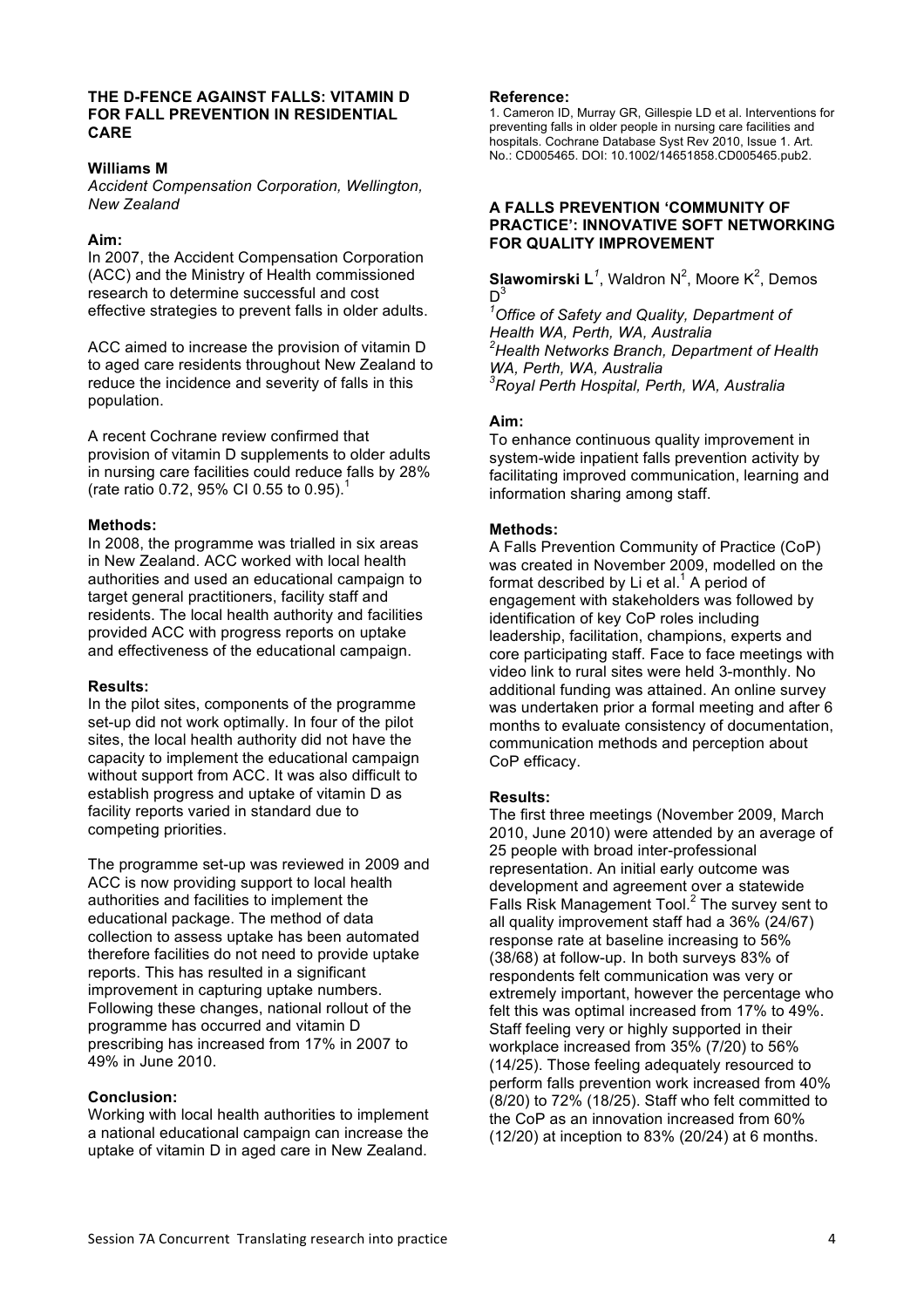## THE D-FENCE AGAINST FALLS: VITAMIN D FOR FALL PREVENTION IN RESIDENTIAL CARE

**Williams M**

*Accident Compensation Corporation, Wellington, New Zealand*

### Aim:

In 2007, the Accident Compensation Corporation (ACC) and the Ministry of Health commissioned research to determine successful and cost effective strategies to prevent falls in older adults.

ACC aimed to increase the provision of vitamin D to aged care residents throughout New Zealand to reduce the incidence and severity of falls in this population.

A recent Cochrane review confirmed that provision of vitamin D supplements to older adults in nursing care facilities could reduce falls by 28% (rate ratio 0.72, 95% CI 0.55 to 0.95).[1]

### Methods:

In 2008, the programme was trialled in six areas in New Zealand. ACC worked with local health authorities and used an educational campaign to target general practitioners, facility staff and residents. The local health authority and facilities provided ACC with progress reports on uptake and effectiveness of the educational campaign.

### Results:

In the pilot sites, components of the programme set-up did not work optimally. In four of the pilot sites, the local health authority did not have the capacity to implement the educational campaign without support from ACC. It was also difficult to establish progress and uptake of vitamin D as facility reports varied in standard due to competing priorities.

The programme set-up was reviewed in 2009 and ACC is now providing support to local health authorities and facilities to implement the educational package. The method of data collection to assess uptake has been automated therefore facilities do not need to provide uptake reports. This has resulted in a significant improvement in capturing uptake numbers. Following these changes, national rollout of the programme has occurred and vitamin D prescribing has increased from 17% in 2007 to 49% in June 2010.

### Conclusion:

Working with local health authorities to implement a national educational campaign can increase the uptake of vitamin D in aged care in New Zealand.

### Reference:

1. Cameron ID, Murray GR, Gillespie LD et al. Interventions for preventing falls in older people in nursing care facilities and hospitals. Cochrane Database Syst Rev 2010, Issue 1. Art. No.: CD005465. DOI: 10.1002/14651858.CD005465.pub2.

## A FALLS PREVENTION 'COMMUNITY OF PRACTICE': INNOVATIVE SOFT NETWORKING FOR QUALITY IMPROVEMENT

**Slawomirski L**[1], Waldron N[2], Moore K[2], Demos D[3]

[1]*Office of Safety and Quality, Department of Health WA, Perth, WA, Australia*
[2]*Health Networks Branch, Department of Health WA, Perth, WA, Australia*
[3]*Royal Perth Hospital, Perth, WA, Australia*

### Aim:

To enhance continuous quality improvement in system-wide inpatient falls prevention activity by facilitating improved communication, learning and information sharing among staff.

### Methods:

A Falls Prevention Community of Practice (CoP) was created in November 2009, modelled on the format described by Li et al.[1] A period of engagement with stakeholders was followed by identification of key CoP roles including leadership, facilitation, champions, experts and core participating staff. Face to face meetings with video link to rural sites were held 3-monthly. No additional funding was attained. An online survey was undertaken prior a formal meeting and after 6 months to evaluate consistency of documentation, communication methods and perception about CoP efficacy.

### Results:

The first three meetings (November 2009, March 2010, June 2010) were attended by an average of 25 people with broad inter-professional representation. An initial early outcome was development and agreement over a statewide Falls Risk Management Tool.[2] The survey sent to all quality improvement staff had a 36% (24/67) response rate at baseline increasing to 56% (38/68) at follow-up. In both surveys 83% of respondents felt communication was very or extremely important, however the percentage who felt this was optimal increased from 17% to 49%. Staff feeling very or highly supported in their workplace increased from 35% (7/20) to 56% (14/25). Those feeling adequately resourced to perform falls prevention work increased from 40% (8/20) to 72% (18/25). Staff who felt committed to the CoP as an innovation increased from 60% (12/20) at inception to 83% (20/24) at 6 months.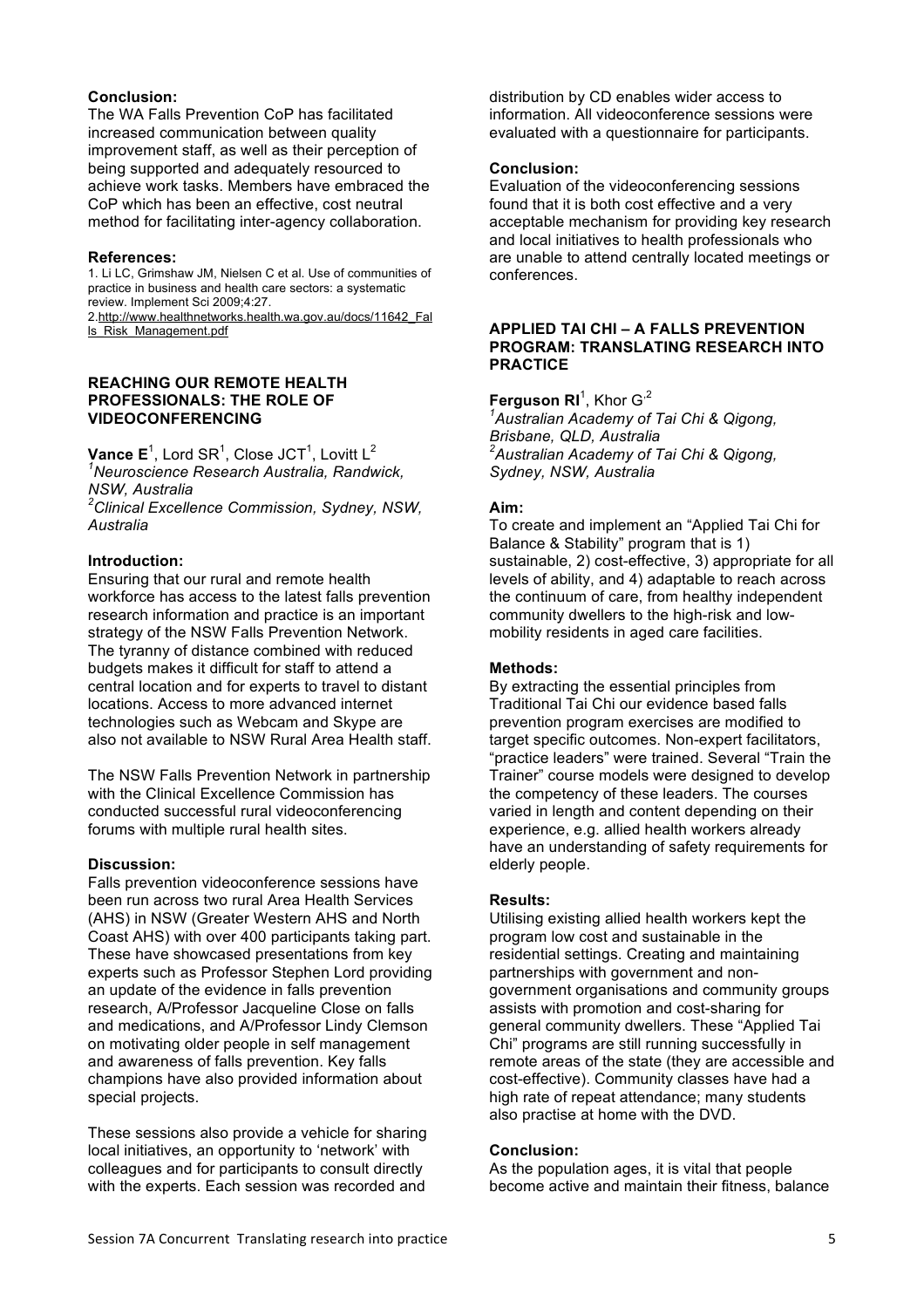**Conclusion:**
The WA Falls Prevention CoP has facilitated increased communication between quality improvement staff, as well as their perception of being supported and adequately resourced to achieve work tasks. Members have embraced the CoP which has been an effective, cost neutral method for facilitating inter-agency collaboration.

**References:**
1. Li LC, Grimshaw JM, Nielsen C et al. Use of communities of practice in business and health care sectors: a systematic review. Implement Sci 2009;4:27.
2. http://www.healthnetworks.health.wa.gov.au/docs/11642_Falls_Risk_Management.pdf

## REACHING OUR REMOTE HEALTH PROFESSIONALS: THE ROLE OF VIDEOCONFERENCING

**Vance E**[1], Lord SR[1], Close JCT[1], Lovitt L[2]

[1]*Neuroscience Research Australia, Randwick, NSW, Australia*
[2]*Clinical Excellence Commission, Sydney, NSW, Australia*

**Introduction:**
Ensuring that our rural and remote health workforce has access to the latest falls prevention research information and practice is an important strategy of the NSW Falls Prevention Network. The tyranny of distance combined with reduced budgets makes it difficult for staff to attend a central location and for experts to travel to distant locations. Access to more advanced internet technologies such as Webcam and Skype are also not available to NSW Rural Area Health staff.

The NSW Falls Prevention Network in partnership with the Clinical Excellence Commission has conducted successful rural videoconferencing forums with multiple rural health sites.

**Discussion:**
Falls prevention videoconference sessions have been run across two rural Area Health Services (AHS) in NSW (Greater Western AHS and North Coast AHS) with over 400 participants taking part. These have showcased presentations from key experts such as Professor Stephen Lord providing an update of the evidence in falls prevention research, A/Professor Jacqueline Close on falls and medications, and A/Professor Lindy Clemson on motivating older people in self management and awareness of falls prevention. Key falls champions have also provided information about special projects.

These sessions also provide a vehicle for sharing local initiatives, an opportunity to 'network' with colleagues and for participants to consult directly with the experts. Each session was recorded and distribution by CD enables wider access to information. All videoconference sessions were evaluated with a questionnaire for participants.

**Conclusion:**
Evaluation of the videoconferencing sessions found that it is both cost effective and a very acceptable mechanism for providing key research and local initiatives to health professionals who are unable to attend centrally located meetings or conferences.

## APPLIED TAI CHI – A FALLS PREVENTION PROGRAM: TRANSLATING RESEARCH INTO PRACTICE

**Ferguson RI**[1], Khor G[2]

[1]*Australian Academy of Tai Chi & Qigong, Brisbane, QLD, Australia*
[2]*Australian Academy of Tai Chi & Qigong, Sydney, NSW, Australia*

**Aim:**
To create and implement an "Applied Tai Chi for Balance & Stability" program that is 1) sustainable, 2) cost-effective, 3) appropriate for all levels of ability, and 4) adaptable to reach across the continuum of care, from healthy independent community dwellers to the high-risk and low-mobility residents in aged care facilities.

**Methods:**
By extracting the essential principles from Traditional Tai Chi our evidence based falls prevention program exercises are modified to target specific outcomes. Non-expert facilitators, "practice leaders" were trained. Several "Train the Trainer" course models were designed to develop the competency of these leaders. The courses varied in length and content depending on their experience, e.g. allied health workers already have an understanding of safety requirements for elderly people.

**Results:**
Utilising existing allied health workers kept the program low cost and sustainable in the residential settings. Creating and maintaining partnerships with government and non-government organisations and community groups assists with promotion and cost-sharing for general community dwellers. These "Applied Tai Chi" programs are still running successfully in remote areas of the state (they are accessible and cost-effective). Community classes have had a high rate of repeat attendance; many students also practise at home with the DVD.

**Conclusion:**
As the population ages, it is vital that people become active and maintain their fitness, balance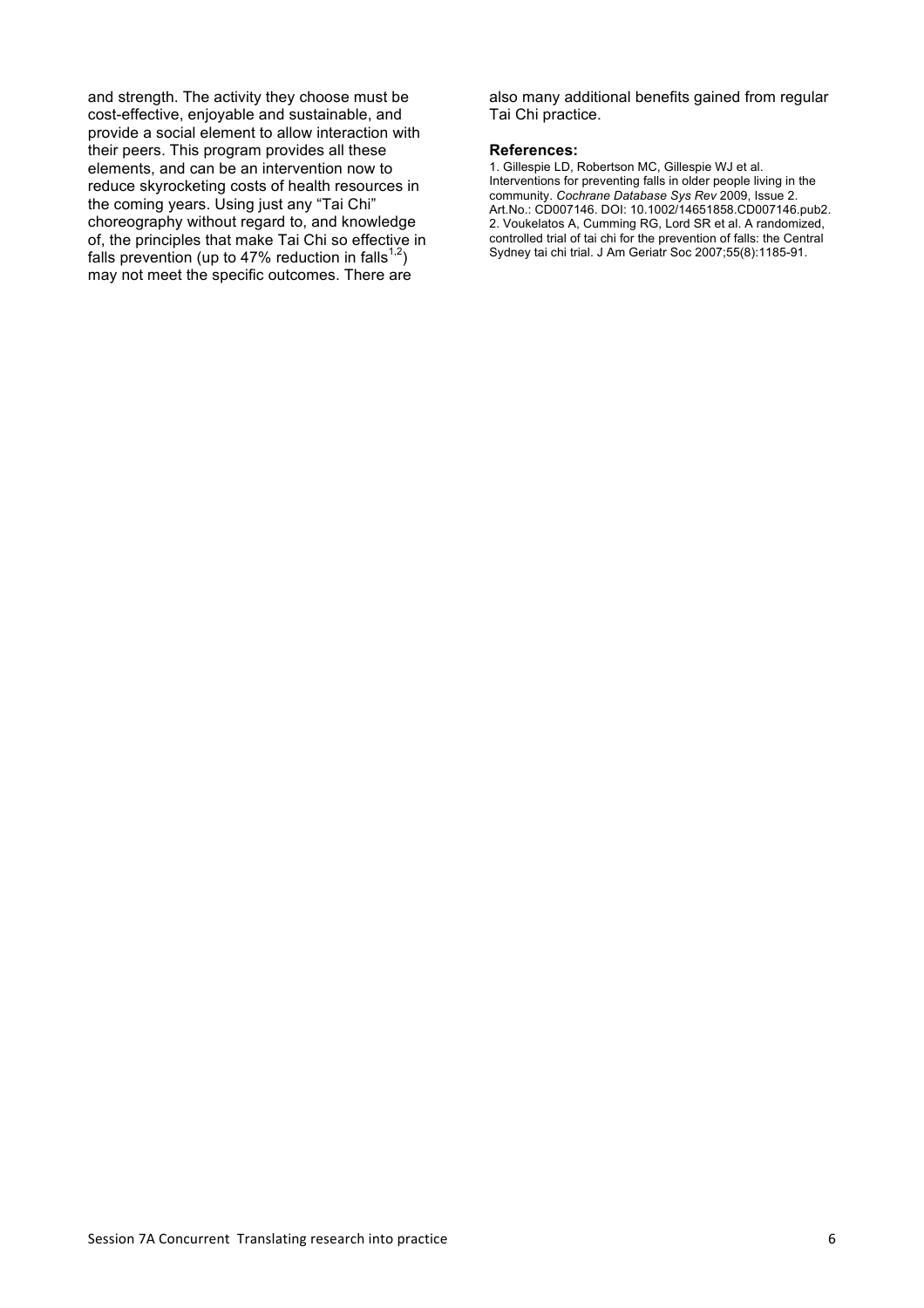and strength. The activity they choose must be cost-effective, enjoyable and sustainable, and provide a social element to allow interaction with their peers. This program provides all these elements, and can be an intervention now to reduce skyrocketing costs of health resources in the coming years. Using just any "Tai Chi" choreography without regard to, and knowledge of, the principles that make Tai Chi so effective in falls prevention (up to 47% reduction in falls[1,2]) may not meet the specific outcomes. There are also many additional benefits gained from regular Tai Chi practice.

**References:**

1. Gillespie LD, Robertson MC, Gillespie WJ et al. Interventions for preventing falls in older people living in the community. *Cochrane Database Sys Rev* 2009, Issue 2. Art.No.: CD007146. DOI: 10.1002/14651858.CD007146.pub2.
2. Voukelatos A, Cumming RG, Lord SR et al. A randomized, controlled trial of tai chi for the prevention of falls: the Central Sydney tai chi trial. J Am Geriatr Soc 2007;55(8):1185-91.